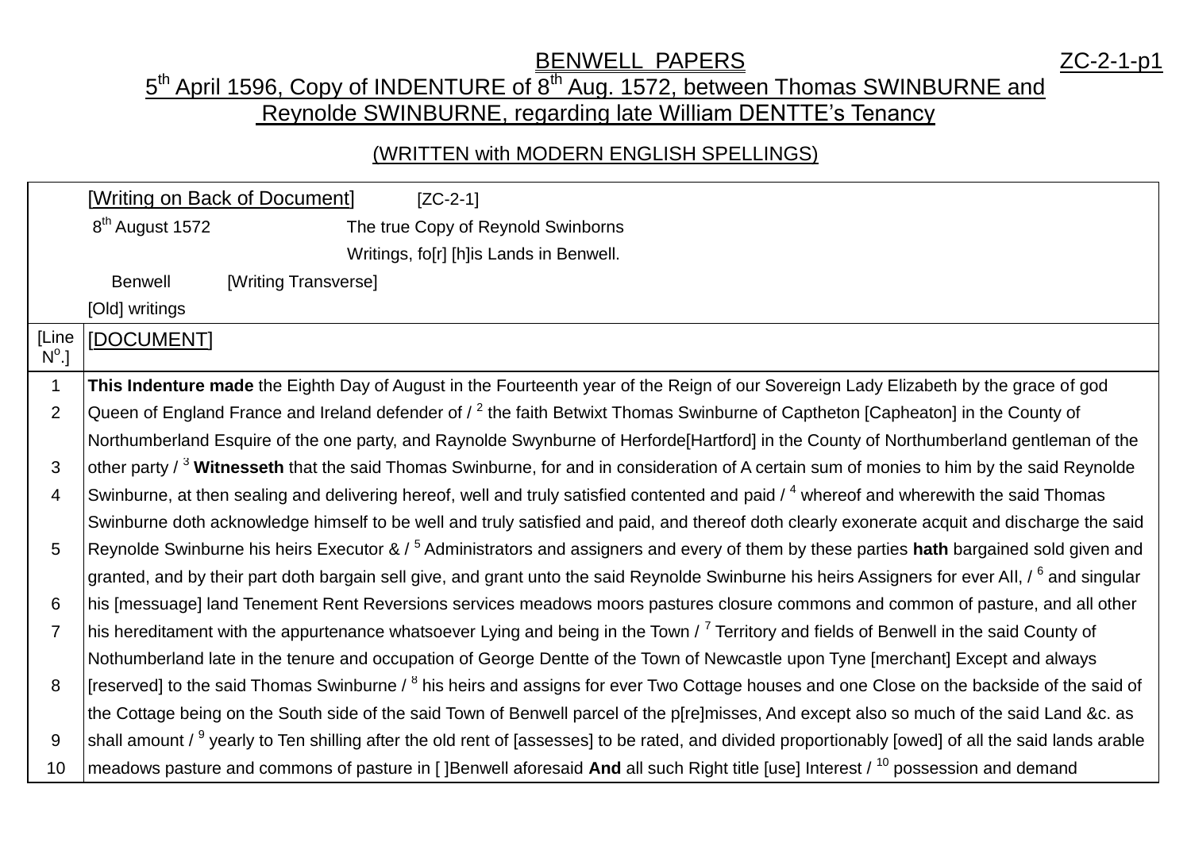# BENWELL PAPERS

ZC-2-1-p1

## 5th April 1596, Copy of INDENTURE of 8th Aug. 1572, between Thomas SWINBURNE and Reynolde SWINBURNE, regarding late William DENTTE's Tenancy

(WRITTEN with MODERN ENGLISH SPELLINGS)

| | [Writing on Back of Document] [ZC-2-1] |
|---|---|
| | 8th August 1572 The true Copy of Reynold Swinborns |
| | Writings, fo[r] [h]is Lands in Benwell. |
| | Benwell [Writing Transverse] |
| | [Old] writings |
| [Line No.] | [DOCUMENT] |
| 1 | **This Indenture made** the Eighth Day of August in the Fourteenth year of the Reign of our Sovereign Lady Elizabeth by the grace of god |
| 2 | Queen of England France and Ireland defender of / 2 the faith Betwixt Thomas Swinburne of Captheton [Capheaton] in the County of |
| | Northumberland Esquire of the one party, and Raynolde Swynburne of Herforde[Hartford] in the County of Northumberland gentleman of the |
| 3 | other party / 3 **Witnesseth** that the said Thomas Swinburne, for and in consideration of A certain sum of monies to him by the said Reynolde |
| 4 | Swinburne, at then sealing and delivering hereof, well and truly satisfied contented and paid / 4 whereof and wherewith the said Thomas |
| | Swinburne doth acknowledge himself to be well and truly satisfied and paid, and thereof doth clearly exonerate acquit and discharge the said |
| 5 | Reynolde Swinburne his heirs Executor & / 5 Administrators and assigners and every of them by these parties **hath** bargained sold given and |
| | granted, and by their part doth bargain sell give, and grant unto the said Reynolde Swinburne his heirs Assigners for ever All, / 6 and singular |
| 6 | his [messuage] land Tenement Rent Reversions services meadows moors pastures closure commons and common of pasture, and all other |
| 7 | his hereditament with the appurtenance whatsoever Lying and being in the Town / 7 Territory and fields of Benwell in the said County of |
| | Nothumberland late in the tenure and occupation of George Dentte of the Town of Newcastle upon Tyne [merchant] Except and always |
| 8 | [reserved] to the said Thomas Swinburne / 8 his heirs and assigns for ever Two Cottage houses and one Close on the backside of the said of |
| | the Cottage being on the South side of the said Town of Benwell parcel of the p[re]misses, And except also so much of the said Land &c. as |
| 9 | shall amount / 9 yearly to Ten shilling after the old rent of [assesses] to be rated, and divided proportionably [owed] of all the said lands arable |
| 10 | meadows pasture and commons of pasture in [ ]Benwell aforesaid **And** all such Right title [use] Interest / 10 possession and demand |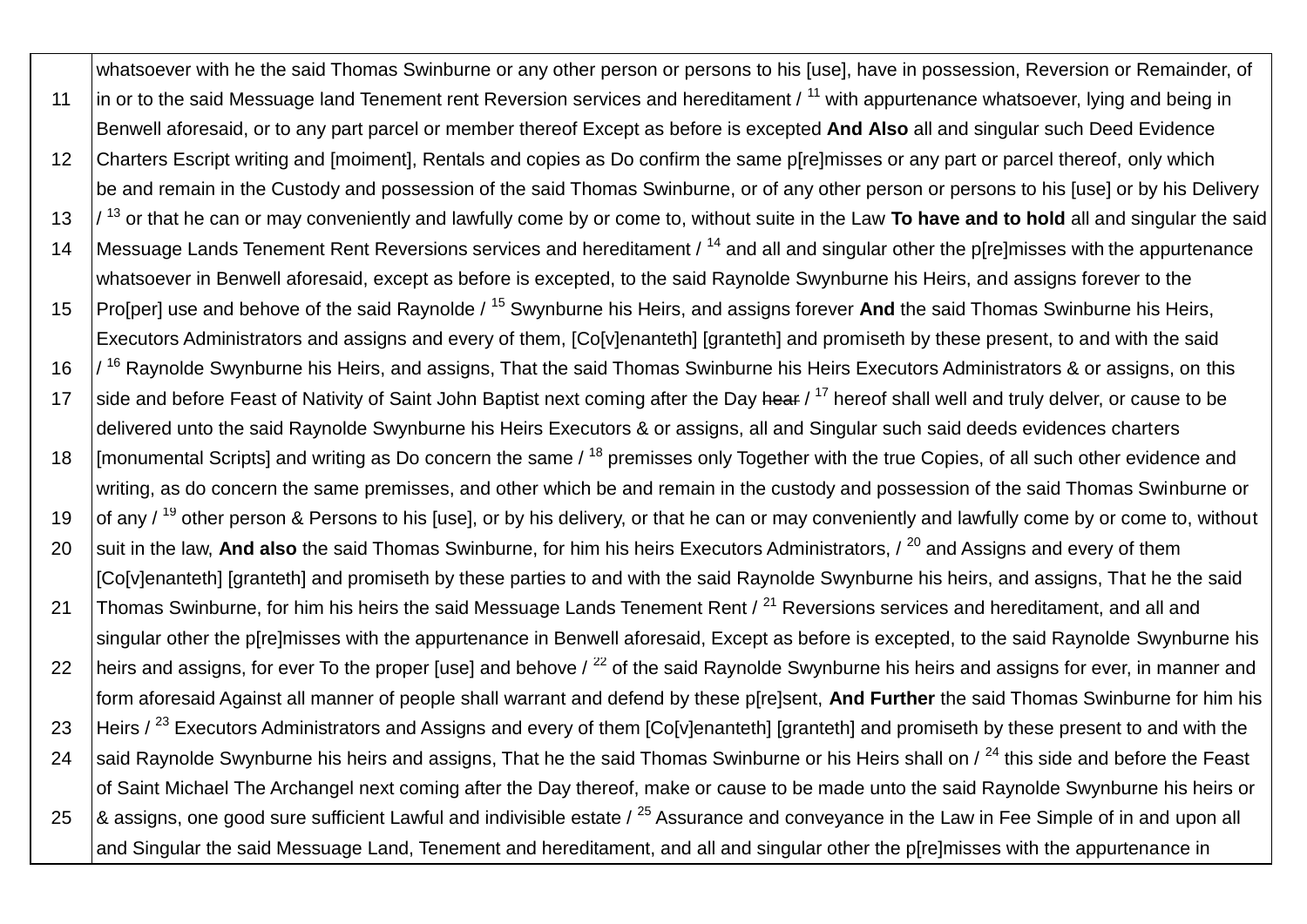| | |
|---|---|
| | whatsoever with he the said Thomas Swinburne or any other person or persons to his [use], have in possession, Reversion or Remainder, of |
| 11 | in or to the said Messuage land Tenement rent Reversion services and hereditament / [11] with appurtenance whatsoever, lying and being in Benwell aforesaid, or to any part parcel or member thereof Except as before is excepted **And Also** all and singular such Deed Evidence |
| 12 | Charters Escript writing and [moiment], Rentals and copies as Do confirm the same p[re]misses or any part or parcel thereof, only which be and remain in the Custody and possession of the said Thomas Swinburne, or of any other person or persons to his [use] or by his Delivery |
| 13 | / [13] or that he can or may conveniently and lawfully come by or come to, without suite in the Law **To have and to hold** all and singular the said |
| 14 | Message Lands Tenement Rent Reversions services and hereditament / [14] and all and singular other the p[re]misses with the appurtenance whatsoever in Benwell aforesaid, except as before is excepted, to the said Raynolde Swynburne his Heirs, and assigns forever to the |
| 15 | Pro[per] use and behove of the said Raynolde / [15] Swynburne his Heirs, and assigns forever **And** the said Thomas Swinburne his Heirs, Executors Administrators and assigns and every of them, [Co[v]enanteth] [granteth] and promiseth by these present, to and with the said |
| 16 | / [16] Raynolde Swynburne his Heirs, and assigns, That the said Thomas Swinburne his Heirs Executors Administrators & or assigns, on this |
| 17 | side and before Feast of Nativity of Saint John Baptist next coming after the Day ~~hear~~ / [17] hereof shall well and truly delver, or cause to be delivered unto the said Raynolde Swynburne his Heirs Executors & or assigns, all and Singular such said deeds evidences charters |
| 18 | [monumental Scripts] and writing as Do concern the same / [18] premisses only Together with the true Copies, of all such other evidence and writing, as do concern the same premisses, and other which be and remain in the custody and possession of the said Thomas Swinburne or |
| 19 | of any / [19] other person & Persons to his [use], or by his delivery, or that he can or may conveniently and lawfully come by or come to, without |
| 20 | suit in the law, **And also** the said Thomas Swinburne, for him his heirs Executors Administrators, / [20] and Assigns and every of them [Co[v]enanteth] [granteth] and promiseth by these parties to and with the said Raynolde Swynburne his heirs, and assigns, That he the said |
| 21 | Thomas Swinburne, for him his heirs the said Messuage Lands Tenement Rent / [21] Reversions services and hereditament, and all and singular other the p[re]misses with the appurtenance in Benwell aforesaid, Except as before is excepted, to the said Raynolde Swynburne his |
| 22 | heirs and assigns, for ever To the proper [use] and behove / [22] of the said Raynolde Swynburne his heirs and assigns for ever, in manner and form aforesaid Against all manner of people shall warrant and defend by these p[re]sent, **And Further** the said Thomas Swinburne for him his |
| 23 | Heirs / [23] Executors Administrators and Assigns and every of them [Co[v]enanteth] [granteth] and promiseth by these present to and with the |
| 24 | said Raynolde Swynburne his heirs and assigns, That he the said Thomas Swinburne or his Heirs shall on / [24] this side and before the Feast of Saint Michael The Archangel next coming after the Day thereof, make or cause to be made unto the said Raynolde Swynburne his heirs or |
| 25 | & assigns, one good sure sufficient Lawful and indivisible estate / [25] Assurance and conveyance in the Law in Fee Simple of in and upon all and Singular the said Messuage Land, Tenement and hereditament, and all and singular other the p[re]misses with the appurtenance in |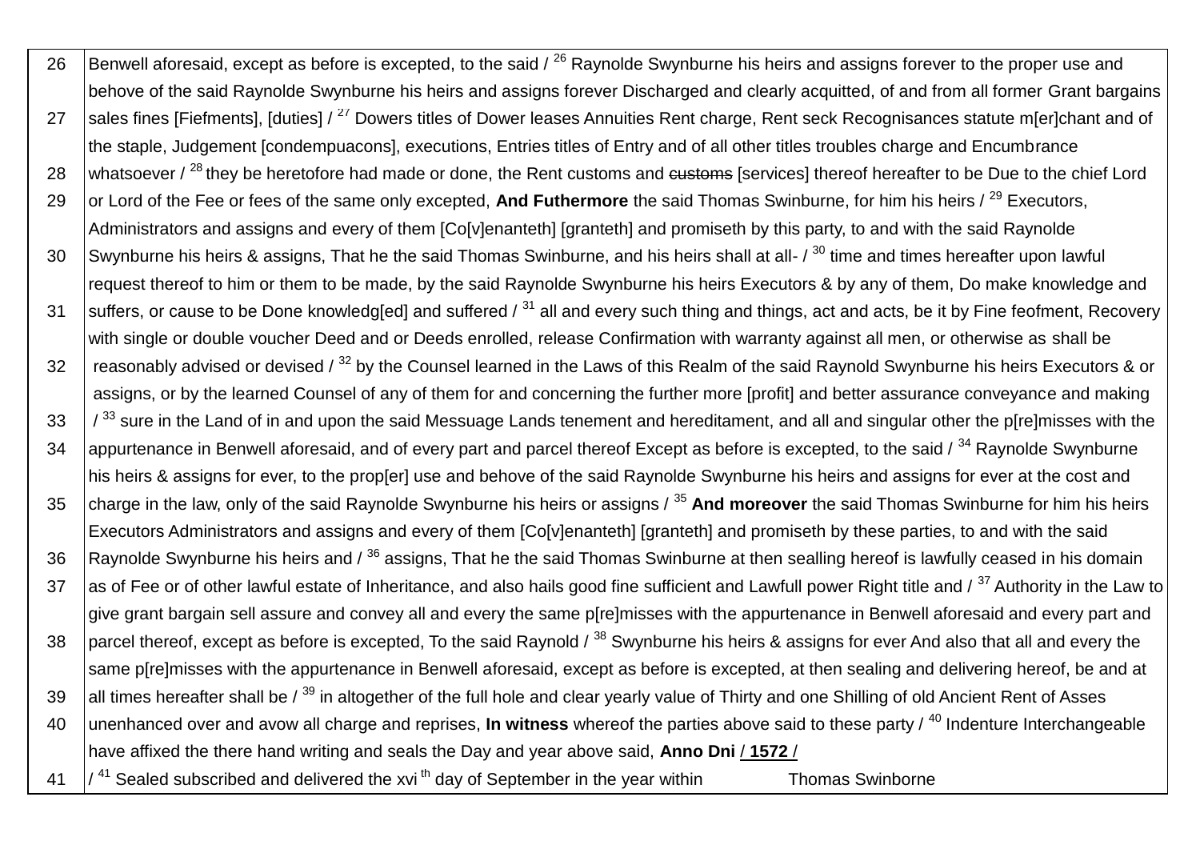| | |
|---|---|
| 26 | Benwell aforesaid, except as before is excepted, to the said / [26] Raynolde Swynburne his heirs and assigns forever to the proper use and behove of the said Raynolde Swynburne his heirs and assigns forever Discharged and clearly acquitted, of and from all former Grant bargains |
| 27 | sales fines [Fiefments], [duties] / [27] Dowers titles of Dower leases Annuities Rent charge, Rent seck Recognisances statute m[er]chant and of the staple, Judgement [condempuacons], executions, Entries titles of Entry and of all other titles troubles charge and Encumbrance |
| 28 | whatsoever / [28] they be heretofore had made or done, the Rent customs and ~~customs~~ [services] thereof hereafter to be Due to the chief Lord |
| 29 | or Lord of the Fee or fees of the same only excepted, **And Futhermore** the said Thomas Swinburne, for him his heirs / [29] Executors, Administrators and assigns and every of them [Co[v]enanteth] [granteth] and promiseth by this party, to and with the said Raynolde |
| 30 | Swynburne his heirs & assigns, That he the said Thomas Swinburne, and his heirs shall at all- / [30] time and times hereafter upon lawful request thereof to him or them to be made, by the said Raynolde Swynburne his heirs Executors & by any of them, Do make knowledge and |
| 31 | suffers, or cause to be Done knowledg[ed] and suffered / [31] all and every such thing and things, act and acts, be it by Fine feofment, Recovery with single or double voucher Deed and or Deeds enrolled, release Confirmation with warranty against all men, or otherwise as shall be |
| 32 | reasonably advised or devised / [32] by the Counsel learned in the Laws of this Realm of the said Raynold Swynburne his heirs Executors & or assigns, or by the learned Counsel of any of them for and concerning the further more [profit] and better assurance conveyance and making |
| 33 | / [33] sure in the Land of in and upon the said Messuage Lands tenement and hereditament, and all and singular other the p[re]misses with the |
| 34 | appurtenance in Benwell aforesaid, and of every part and parcel thereof Except as before is excepted, to the said / [34] Raynolde Swynburne his heirs & assigns for ever, to the prop[er] use and behove of the said Raynolde Swynburne his heirs and assigns for ever at the cost and |
| 35 | charge in the law, only of the said Raynolde Swynburne his heirs or assigns / [35] **And moreover** the said Thomas Swinburne for him his heirs Executors Administrators and assigns and every of them [Co[v]enanteth] [granteth] and promiseth by these parties, to and with the said |
| 36 | Raynolde Swynburne his heirs and / [36] assigns, That he the said Thomas Swinburne at then sealling hereof is lawfully ceased in his domain |
| 37 | as of Fee or of other lawful estate of Inheritance, and also hails good fine sufficient and Lawfull power Right title and / [37] Authority in the Law to give grant bargain sell assure and convey all and every the same p[re]misses with the appurtenance in Benwell aforesaid and every part and |
| 38 | parcel thereof, except as before is excepted, To the said Raynold / [38] Swynburne his heirs & assigns for ever And also that all and every the same p[re]misses with the appurtenance in Benwell aforesaid, except as before is excepted, at then sealing and delivering hereof, be and at |
| 39 | all times hereafter shall be / [39] in altogether of the full hole and clear yearly value of Thirty and one Shilling of old Ancient Rent of Asses |
| 40 | unenhanced over and avow all charge and reprises, **In witness** whereof the parties above said to these party / [40] Indenture Interchangeable have affixed the there hand writing and seals the Day and year above said, **Anno Dni** / **1572** / |
| 41 | / [41] Sealed subscribed and delivered the xvi[th] day of September in the year within Thomas Swinborne |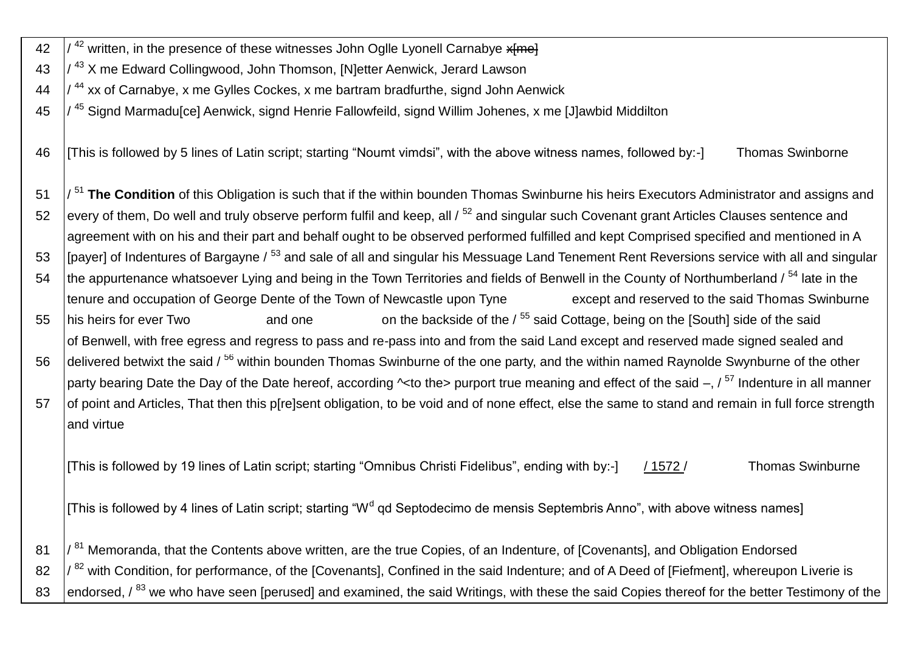| | |
|---|---|
| 42 | / [42] written, in the presence of these witnesses John Oglle Lyonell Carnabye ~~x[me]~~ |
| 43 | / [43] X me Edward Collingwood, John Thomson, [N]etter Aenwick, Jerard Lawson |
| 44 | / [44] xx of Carnabye, x me Gylles Cockes, x me bartram bradfurthe, signd John Aenwick |
| 45 | / [45] Signd Marmadu[ce] Aenwick, signd Henrie Fallowfeild, signd Willim Johenes, x me [J]awbid Middilton |
| 46 | [This is followed by 5 lines of Latin script; starting "Noumt vimdsi", with the above witness names, followed by:-] Thomas Swinborne |
| 51 | / [51] **The Condition** of this Obligation is such that if the within bounden Thomas Swinburne his heirs Executors Administrator and assigns and |
| 52 | every of them, Do well and truly observe perform fulfil and keep, all / [52] and singular such Covenant grant Articles Clauses sentence and agreement with on his and their part and behalf ought to be observed performed fulfilled and kept Comprised specified and mentioned in A |
| 53 | [payer] of Indentures of Bargayne / [53] and sale of all and singular his Messuage Land Tenement Rent Reversions service with all and singular |
| 54 | the appurtenance whatsoever Lying and being in the Town Territories and fields of Benwell in the County of Northumberland / [54] late in the tenure and occupation of George Dente of the Town of Newcastle upon Tyne except and reserved to the said Thomas Swinburne |
| 55 | his heirs for ever Two and one on the backside of the / [55] said Cottage, being on the [South] side of the said of Benwell, with free egress and regress to pass and re-pass into and from the said Land except and reserved made signed sealed and |
| 56 | delivered betwixt the said / [56] within bounden Thomas Swinburne of the one party, and the within named Raynolde Swynburne of the other party bearing Date the Day of the Date hereof, according ^<to the> purport true meaning and effect of the said –, / [57] Indenture in all manner |
| 57 | of point and Articles, That then this p[re]sent obligation, to be void and of none effect, else the same to stand and remain in full force strength and virtue |
| | [This is followed by 19 lines of Latin script; starting "Omnibus Christi Fidelibus", ending with by:-] <u>/ 1572 /</u> Thomas Swinburne |
| | [This is followed by 4 lines of Latin script; starting "W$^{d}$ qd Septodecimo de mensis Septembris Anno", with above witness names] |
| 81 | / [81] Memoranda, that the Contents above written, are the true Copies, of an Indenture, of [Covenants], and Obligation Endorsed |
| 82 | / [82] with Condition, for performance, of the [Covenants], Confined in the said Indenture; and of A Deed of [Fiefment], whereupon Liverie is |
| 83 | endorsed, / [83] we who have seen [perused] and examined, the said Writings, with these the said Copies thereof for the better Testimony of the |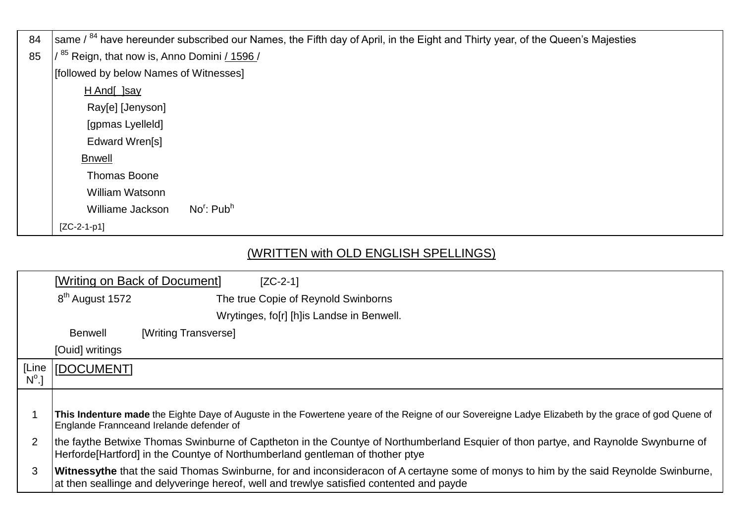| | |
|---|---|
| 84 | same / [84] have hereunder subscribed our Names, the Fifth day of April, in the Eight and Thirty year, of the Queen's Majesties |
| 85 | / [85] Reign, that now is, Anno Domini / 1596 / |
| | [followed by below Names of Witnesses] |
| | H And[ ]say |
| | Ray[e] [Jenyson] |
| | [gpmas Lyelleld] |
| | Edward Wren[s] |
| | Bnwell |
| | Thomas Boone |
| | William Watsonn |
| | Williame Jackson No^r: Pub^h |
| | [ZC-2-1-p1] |

## (WRITTEN with OLD ENGLISH SPELLINGS)

| | |
|---|---|
| | [Writing on Back of Document] [ZC-2-1] |
| | 8th August 1572 The true Copie of Reynold Swinborns |
| | Wrytinges, fo[r] [h]is Landse in Benwell. |
| | Benwell [Writing Transverse] |
| | [Ouid] writings |
| [Line N^o.] | [DOCUMENT] |
| | |
| 1 | **This Indenture made** the Eighte Daye of Auguste in the Fowertene yeare of the Reigne of our Sovereigne Ladye Elizabeth by the grace of god Quene of Englande Frannceand Irelande defender of |
| 2 | the faythe Betwixe Thomas Swinburne of Captheton in the Countye of Northumberland Esquier of thon partye, and Raynolde Swynburne of Herforde[Hartford] in the Countye of Northumberland gentleman of thother ptye |
| 3 | **Witnessythe** that the said Thomas Swinburne, for and inconsideracon of A certayne some of monys to him by the said Reynolde Swinburne, at then seallinge and delyveringe hereof, well and trewlye satisfied contented and payde |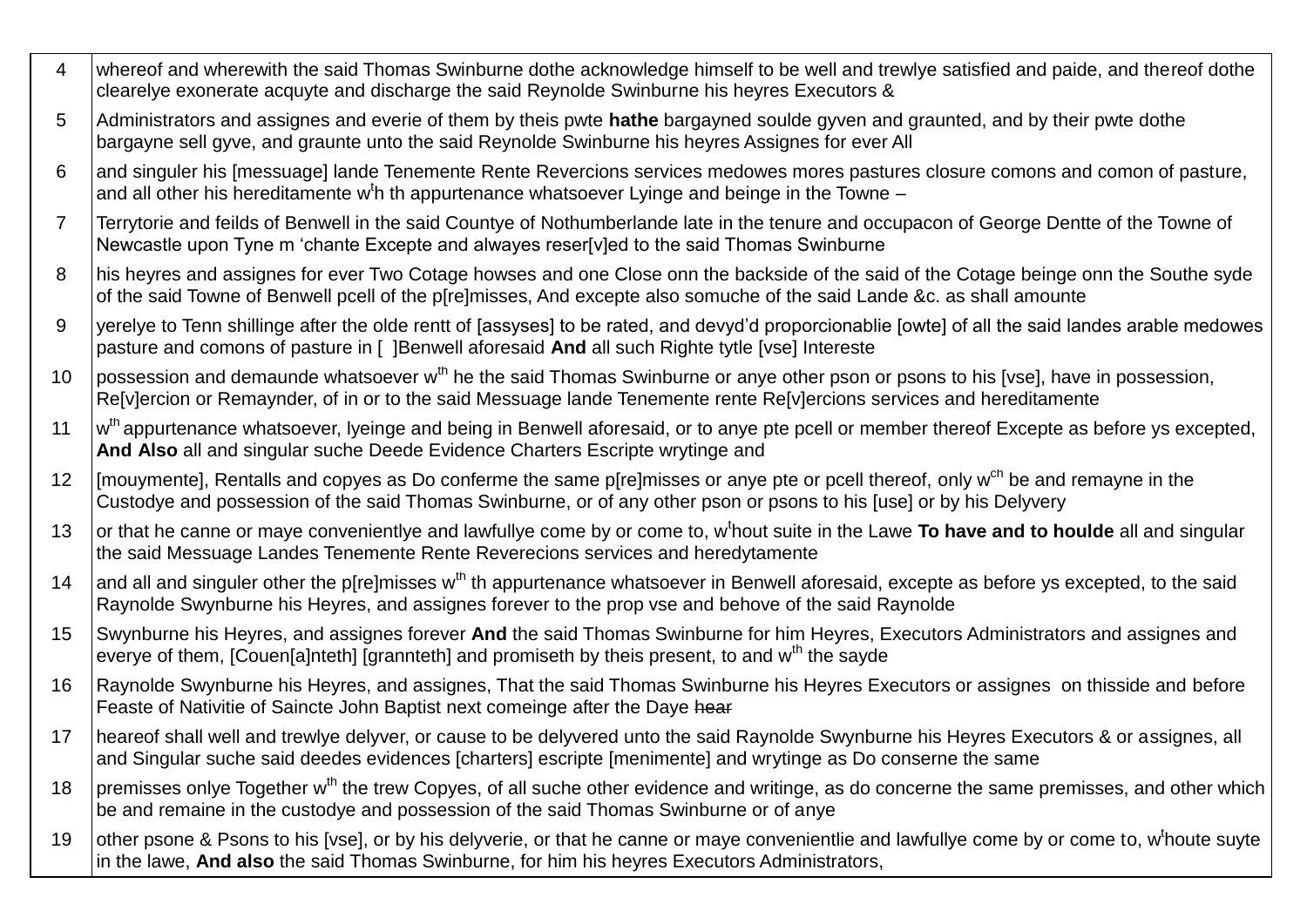| | |
|---|---|
| 4 | whereof and wherewith the said Thomas Swinburne dothe acknowledge himself to be well and trewlye satisfied and paide, and thereof dothe clearelye exonerate acquyte and discharge the said Reynolde Swinburne his heyres Executors & |
| 5 | Administrators and assignes and everie of them by theis pwte **hathe** bargayned soulde gyven and graunted, and by their pwte dothe bargayne sell gyve, and graunte unto the said Reynolde Swinburne his heyres Assignes for ever All |
| 6 | and singuler his [messuage] lande Tenemente Rente Revercions services medowes mores pastures closure comons and comon of pasture, and all other his hereditamente w[t]h th appurtenance whatsoever Lyinge and beinge in the Towne – |
| 7 | Terrytorie and feilds of Benwell in the said Countye of Nothumberlande late in the tenure and occupacon of George Dentte of the Towne of Newcastle upon Tyne m 'chante Excepte and alwayes reser[v]ed to the said Thomas Swinburne |
| 8 | his heyres and assignes for ever Two Cotage howses and one Close onn the backside of the said of the Cotage beinge onn the Southe syde of the said Towne of Benwell pcell of the p[re]misses, And excepte also somuche of the said Lande &c. as shall amounte |
| 9 | yerelye to Tenn shillinge after the olde rentt of [assyses] to be rated, and devyd'd proporcionablie [owte] of all the said landes arable medowes pasture and comons of pasture in [ ]Benwell aforesaid **And** all such Righte tytle [vse] Intereste |
| 10 | possession and demaunde whatsoever w[th] he the said Thomas Swinburne or anye other pson or psons to his [vse], have in possession, Re[v]ercion or Remaynder, of in or to the said Messuage lande Tenemente rente Re[v]ercions services and hereditamente |
| 11 | w[th] appurtenance whatsoever, lyeinge and being in Benwell aforesaid, or to anye pte pcell or member thereof Excepte as before ys excepted, **And Also** all and singular suche Deede Evidence Charters Escripte wrytinge and |
| 12 | [mouymente], Rentalls and copyes as Do conferme the same p[re]misses or anye pte or pcell thereof, only w[ch] be and remayne in the Custodye and possession of the said Thomas Swinburne, or of any other pson or psons to his [use] or by his Delyvery |
| 13 | or that he canne or maye convenientlye and lawfullye come by or come to, w[t]hout suite in the Lawe **To have and to houlde** all and singular the said Messuage Landes Tenemente Rente Reverecions services and heredytamente |
| 14 | and all and singuler other the p[re]misses w[th] th appurtenance whatsoever in Benwell aforesaid, excepte as before ys excepted, to the said Raynolde Swynburne his Heyres, and assignes forever to the prop vse and behove of the said Raynolde |
| 15 | Swynburne his Heyres, and assignes forever **And** the said Thomas Swinburne for him Heyres, Executors Administrators and assignes and everye of them, [Couen[a]nteth] [grannteth] and promiseth by theis present, to and w[th] the sayde |
| 16 | Raynolde Swynburne his Heyres, and assignes, That the said Thomas Swinburne his Heyres Executors or assignes on thisside and before Feaste of Nativitie of Saincte John Baptist next comeinge after the Daye ~~hear~~ |
| 17 | heareof shall well and trewlye delyver, or cause to be delyvered unto the said Raynolde Swynburne his Heyres Executors & or assignes, all and Singular suche said deedes evidences [charters] escripte [menimente] and wrytinge as Do conserne the same |
| 18 | premisses onlye Together w[th] the trew Copyes, of all suche other evidence and writinge, as do concerne the same premisses, and other which be and remaine in the custodye and possession of the said Thomas Swinburne or of anye |
| 19 | other psone & Psons to his [vse], or by his delyverie, or that he canne or maye convenientlie and lawfullye come by or come to, w[t]houte suyte in the lawe, **And also** the said Thomas Swinburne, for him his heyres Executors Administrators, |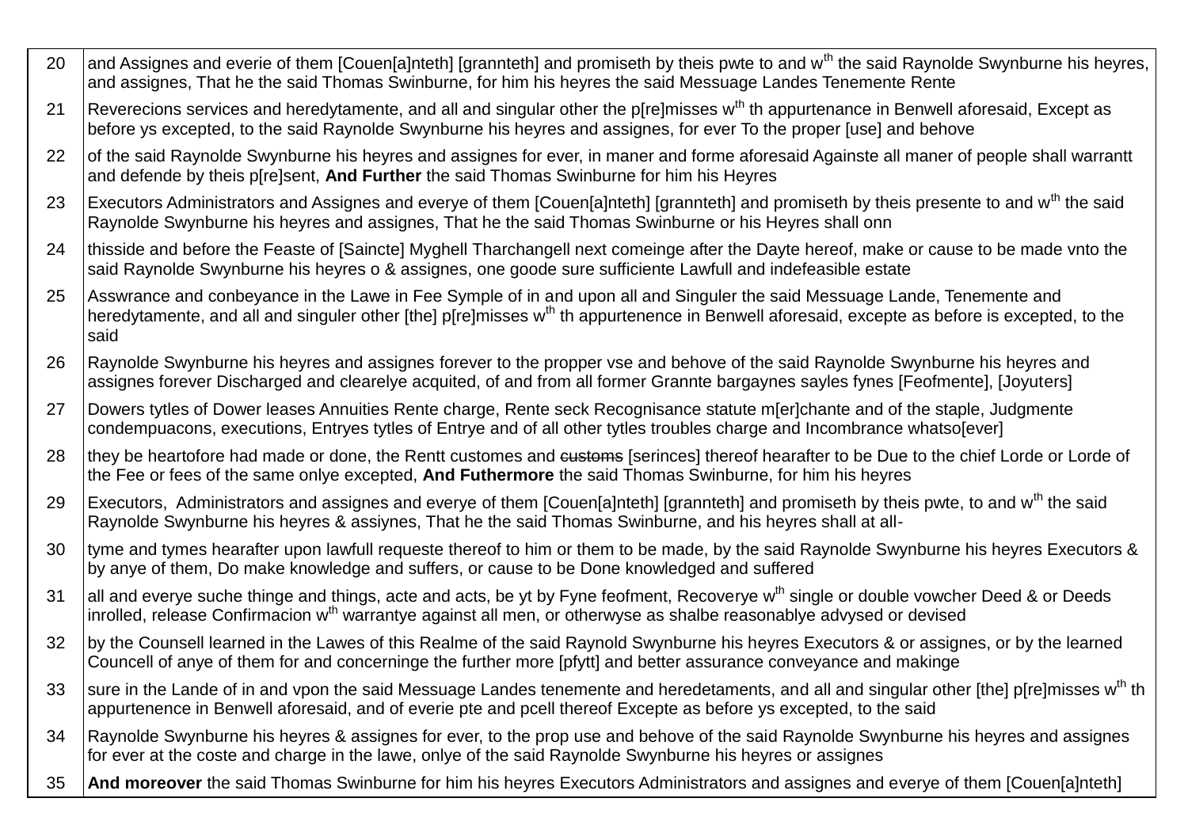| | |
|---|---|
| 20 | and Assignes and everie of them [Couen[a]nteth] [grannteth] and promiseth by theis pwte to and w[th] the said Raynolde Swynburne his heyres, and assignes, That he the said Thomas Swinburne, for him his heyres the said Messuage Landes Tenemente Rente |
| 21 | Reverecions services and heredytamente, and all and singular other the p[re]misses w[th] th appurtenance in Benwell aforesaid, Except as before ys excepted, to the said Raynolde Swynburne his heyres and assignes, for ever To the proper [use] and behove |
| 22 | of the said Raynolde Swynburne his heyres and assignes for ever, in maner and forme aforesaid Againste all maner of people shall warrantt and defende by theis p[re]sent, **And Further** the said Thomas Swinburne for him his Heyres |
| 23 | Executors Administrators and Assignes and everye of them [Couen[a]nteth] [grannteth] and promiseth by theis presente to and w[th] the said Raynolde Swynburne his heyres and assignes, That he the said Thomas Swinburne or his Heyres shall onn |
| 24 | thisside and before the Feaste of [Saincte] Myghell Tharchangell next comeinge after the Dayte hereof, make or cause to be made vnto the said Raynolde Swynburne his heyres o & assignes, one goode sure sufficiente Lawfull and indefeasible estate |
| 25 | Asswrance and conbeyance in the Lawe in Fee Symple of in and upon all and Singuler the said Messuage Lande, Tenemente and heredytamente, and all and singuler other [the] p[re]misses w[th] th appurtenence in Benwell aforesaid, excepte as before is excepted, to the said |
| 26 | Raynolde Swynburne his heyres and assignes forever to the propper vse and behove of the said Raynolde Swynburne his heyres and assignes forever Discharged and clearelye acquited, of and from all former Grannte bargaynes sayles fynes [Feofmente], [Joyuters] |
| 27 | Dowers tytles of Dower leases Annuities Rente charge, Rente seck Recognisance statute m[er]chante and of the staple, Judgmente condempuacons, executions, Entryes tytles of Entrye and of all other tytles troubles charge and Incombrance whatso[ever] |
| 28 | they be heartofore had made or done, the Rentt customes and ~~customs~~ [serinces] thereof hearafter to be Due to the chief Lorde or Lorde of the Fee or fees of the same onlye excepted, **And Futhermore** the said Thomas Swinburne, for him his heyres |
| 29 | Executors, Administrators and assignes and everye of them [Couen[a]nteth] [grannteth] and promiseth by theis pwte, to and w[th] the said Raynolde Swynburne his heyres & assiynes, That he the said Thomas Swinburne, and his heyres shall at all- |
| 30 | tyme and tymes hearafter upon lawfull requeste thereof to him or them to be made, by the said Raynolde Swynburne his heyres Executors & by anye of them, Do make knowledge and suffers, or cause to be Done knowledged and suffered |
| 31 | all and everye suche thinge and things, acte and acts, be yt by Fyne feofment, Recoverye w[th] single or double vowcher Deed & or Deeds inrolled, release Confirmacion w[th] warrantye against all men, or otherwyse as shalbe reasonablye advysed or devised |
| 32 | by the Counsell learned in the Lawes of this Realme of the said Raynold Swynburne his heyres Executors & or assignes, or by the learned Councell of anye of them for and concerninge the further more [pfytt] and better assurance conveyance and makinge |
| 33 | sure in the Lande of in and vpon the said Messuage Landes tenemente and heredetaments, and all and singular other [the] p[re]misses w[th] th appurtenence in Benwell aforesaid, and of everie pte and pcell thereof Excepte as before ys excepted, to the said |
| 34 | Raynolde Swynburne his heyres & assignes for ever, to the prop use and behove of the said Raynolde Swynburne his heyres and assignes for ever at the coste and charge in the lawe, onlye of the said Raynolde Swynburne his heyres or assignes |
| 35 | **And moreover** the said Thomas Swinburne for him his heyres Executors Administrators and assignes and everye of them [Couen[a]nteth] |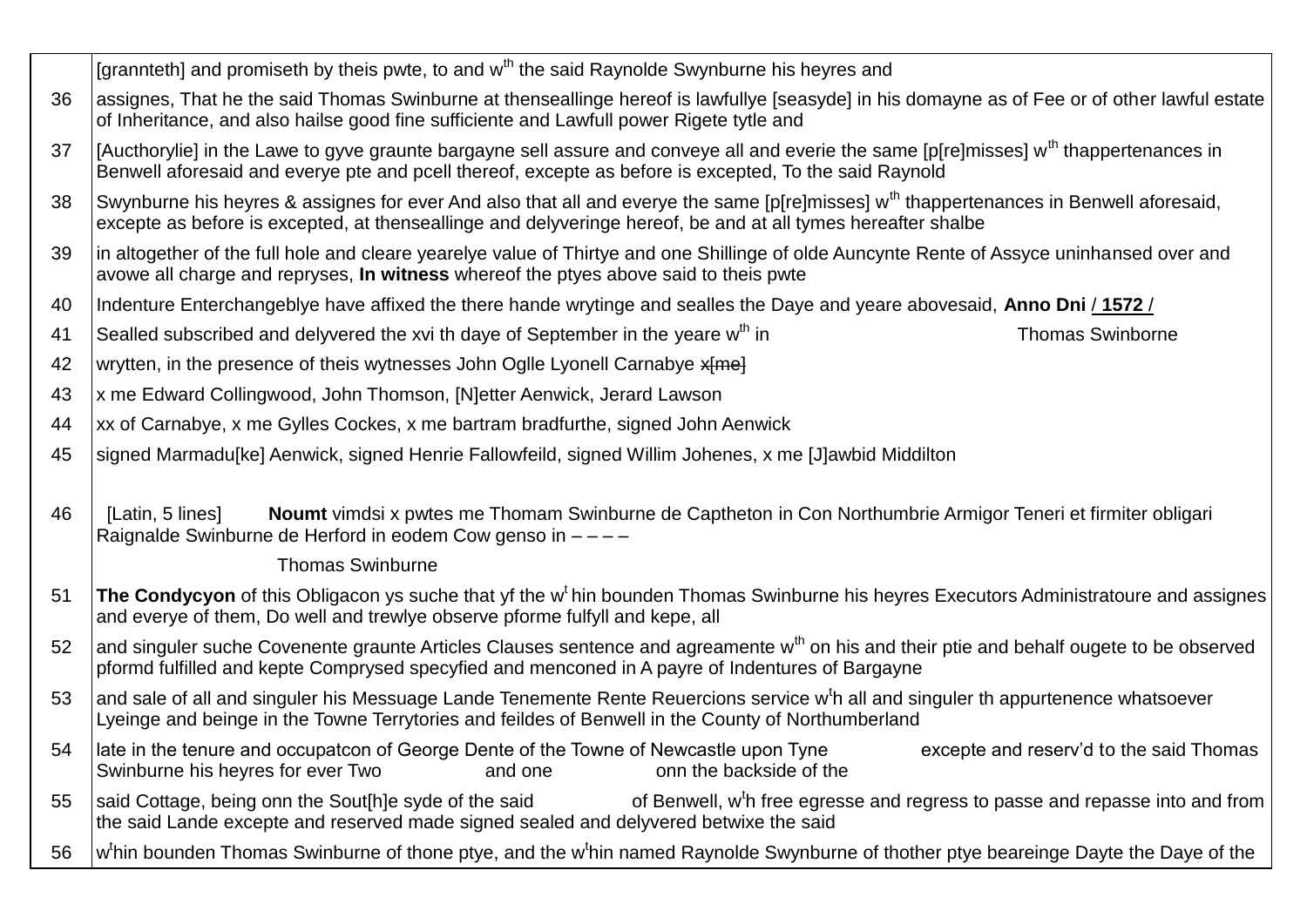| | |
|---|---|
| | [grannteth] and promiseth by theis pwte, to and w[th] the said Raynolde Swynburne his heyres and |
| 36 | assignes, That he the said Thomas Swinburne at thenseallinge hereof is lawfullye [seasyde] in his domayne as of Fee or of other lawful estate of Inheritance, and also hailse good fine sufficiente and Lawfull power Rigete tytle and |
| 37 | [Aucthorylie] in the Lawe to gyve graunte bargayne sell assure and conveye all and everie the same [p[re]misses] w[th] thappertenances in Benwell aforesaid and everye pte and pcell thereof, excepte as before is excepted, To the said Raynold |
| 38 | Swynburne his heyres & assignes for ever And also that all and everye the same [p[re]misses] w[th] thappertenances in Benwell aforesaid, excepte as before is excepted, at thenseallinge and delyveringe hereof, be and at all tymes hereafter shalbe |
| 39 | in altogether of the full hole and cleare yearelye value of Thirtye and one Shillinge of olde Auncynte Rente of Assyce uninhansed over and avowe all charge and repryses, **In witness** whereof the ptyes above said to theis pwte |
| 40 | Indenture Enterchangeblye have affixed the there hande wrytinge and sealles the Daye and yeare abovesaid, **Anno Dni** / **1572** / |
| 41 | Sealled subscribed and delyvered the xvi th daye of September in the yeare w[th] in Thomas Swinborne |
| 42 | wrytten, in the presence of theis wytnesses John Oglle Lyonell Carnabye ~~x[me]~~ |
| 43 | x me Edward Collingwood, John Thomson, [N]etter Aenwick, Jerard Lawson |
| 44 | xx of Carnabye, x me Gylles Cockes, x me bartram bradfurthe, signed John Aenwick |
| 45 | signed Marmadu[ke] Aenwick, signed Henrie Fallowfeild, signed Willim Johenes, x me [J]awbid Middilton |
| 46 | [Latin, 5 lines] **Noumt** vimdsi x pwtes me Thomam Swinburne de Captheton in Con Northumbrie Armigor Teneri et firmiter obligari Raignalde Swinburne de Herford in eodem Cow genso in – – – – |
| | Thomas Swinburne |
| 51 | **The Condycyon** of this Obligacon ys suche that yf the w[t] hin bounden Thomas Swinburne his heyres Executors Administratoure and assignes and everye of them, Do well and trewlye observe pforme fulfyll and kepe, all |
| 52 | and singuler suche Covenente graunte Articles Clauses sentence and agreamente w[th] on his and their ptie and behalf ougete to be observed pformd fulfilled and kepte Comprysed specyfied and menconed in A payre of Indentures of Bargayne |
| 53 | and sale of all and singuler his Messuage Lande Tenemente Rente Reuercions service w[t]h all and singuler th appurtenence whatsoever Lyeinge and beinge in the Towne Terrytories and feildes of Benwell in the County of Northumberland |
| 54 | late in the tenure and occupatcon of George Dente of the Towne of Newcastle upon Tyne excepte and reserv'd to the said Thomas Swinburne his heyres for ever Two and one onn the backside of the |
| 55 | said Cottage, being onn the Sout[h]e syde of the said of Benwell, w[t]h free egresse and regress to passe and repasse into and from the said Lande excepte and reserved made signed sealed and delyvered betwixe the said |
| 56 | w[t]hin bounden Thomas Swinburne of thone ptye, and the w[t]hin named Raynolde Swynburne of thother ptye beareinge Dayte the Daye of the |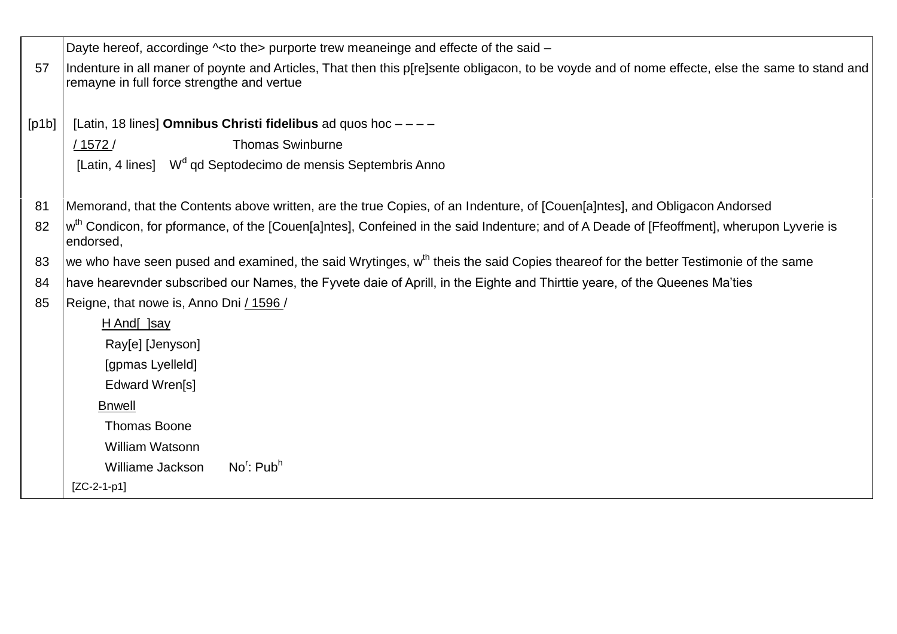| | |
|---|---|
| | Dayte hereof, accordinge ^<to the> purporte trew meaneinge and effecte of the said – |
| 57 | Indenture in all maner of poynte and Articles, That then this p[re]sente obligacon, to be voyde and of nome effecte, else the same to stand and remayne in full force strengthe and vertue |
| [p1b] | [Latin, 18 lines] **Omnibus Christi fidelibus** ad quos hoc – – – – |
| | / 1572 / Thomas Swinburne |
| | [Latin, 4 lines] W[d] qd Septodecimo de mensis Septembris Anno |
| 81 | Memorand, that the Contents above written, are the true Copies, of an Indenture, of [Couen[a]ntes], and Obligacon Andorsed |
| 82 | w[th] Condicon, for pformance, of the [Couen[a]ntes], Confeined in the said Indenture; and of A Deade of [Ffeoffment], wherupon Lyverie is endorsed, |
| 83 | we who have seen pused and examined, the said Wrytinges, w[th] theis the said Copies theareof for the better Testimonie of the same |
| 84 | have hearevnder subscribed our Names, the Fyvete daie of Aprill, in the Eighte and Thirttie yeare, of the Queenes Ma'ties |
| 85 | Reigne, that nowe is, Anno Dni / 1596 / |
| | H And[ ]say |
| | Ray[e] [Jenyson] |
| | [gpmas Lyelleld] |
| | Edward Wren[s] |
| | Bnwell |
| | Thomas Boone |
| | William Watsonn |
| | Williame Jackson No[r]: Pub[h] |
| | [ZC-2-1-p1] |